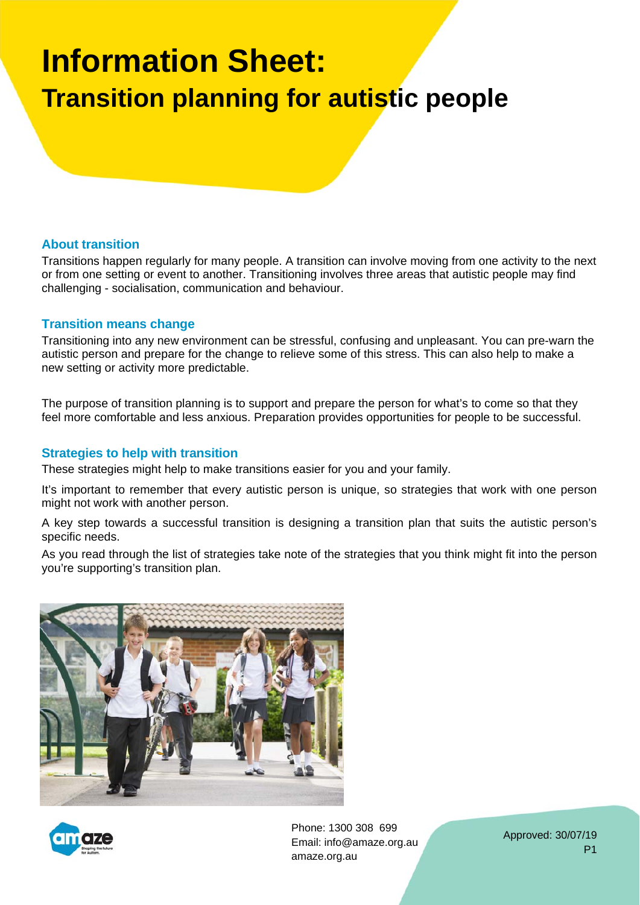# Information Sheet:
## Transition planning for autistic people

### About transition

Transitions happen regularly for many people. A transition can involve moving from one activity to the next or from one setting or event to another. Transitioning involves three areas that autistic people may find challenging - socialisation, communication and behaviour.

### Transition means change

Transitioning into any new environment can be stressful, confusing and unpleasant. You can pre-warn the autistic person and prepare for the change to relieve some of this stress. This can also help to make a new setting or activity more predictable.

The purpose of transition planning is to support and prepare the person for what's to come so that they feel more comfortable and less anxious. Preparation provides opportunities for people to be successful.

### Strategies to help with transition

These strategies might help to make transitions easier for you and your family.

It's important to remember that every autistic person is unique, so strategies that work with one person might not work with another person.

A key step towards a successful transition is designing a transition plan that suits the autistic person's specific needs.

As you read through the list of strategies take note of the strategies that you think might fit into the person you're supporting's transition plan.

Phone: 1300 308 699
Email: info@amaze.org.au
amaze.org.au

Approved: 30/07/19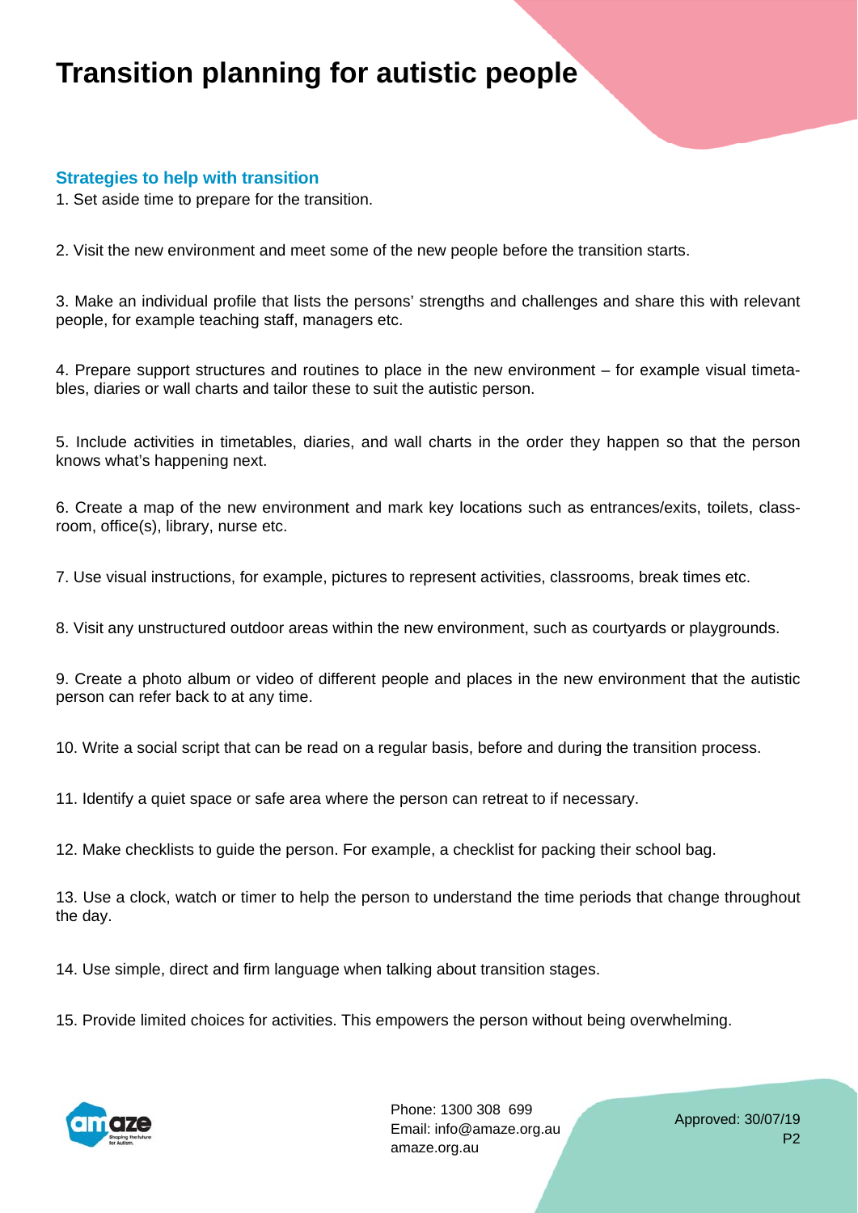# Transition planning for autistic people

## Strategies to help with transition

1. Set aside time to prepare for the transition.

2. Visit the new environment and meet some of the new people before the transition starts.

3. Make an individual profile that lists the persons' strengths and challenges and share this with relevant people, for example teaching staff, managers etc.

4. Prepare support structures and routines to place in the new environment – for example visual timetables, diaries or wall charts and tailor these to suit the autistic person.

5. Include activities in timetables, diaries, and wall charts in the order they happen so that the person knows what's happening next.

6. Create a map of the new environment and mark key locations such as entrances/exits, toilets, classroom, office(s), library, nurse etc.

7. Use visual instructions, for example, pictures to represent activities, classrooms, break times etc.

8. Visit any unstructured outdoor areas within the new environment, such as courtyards or playgrounds.

9. Create a photo album or video of different people and places in the new environment that the autistic person can refer back to at any time.

10. Write a social script that can be read on a regular basis, before and during the transition process.

11. Identify a quiet space or safe area where the person can retreat to if necessary.

12. Make checklists to guide the person. For example, a checklist for packing their school bag.

13. Use a clock, watch or timer to help the person to understand the time periods that change throughout the day.

14. Use simple, direct and firm language when talking about transition stages.

15. Provide limited choices for activities. This empowers the person without being overwhelming.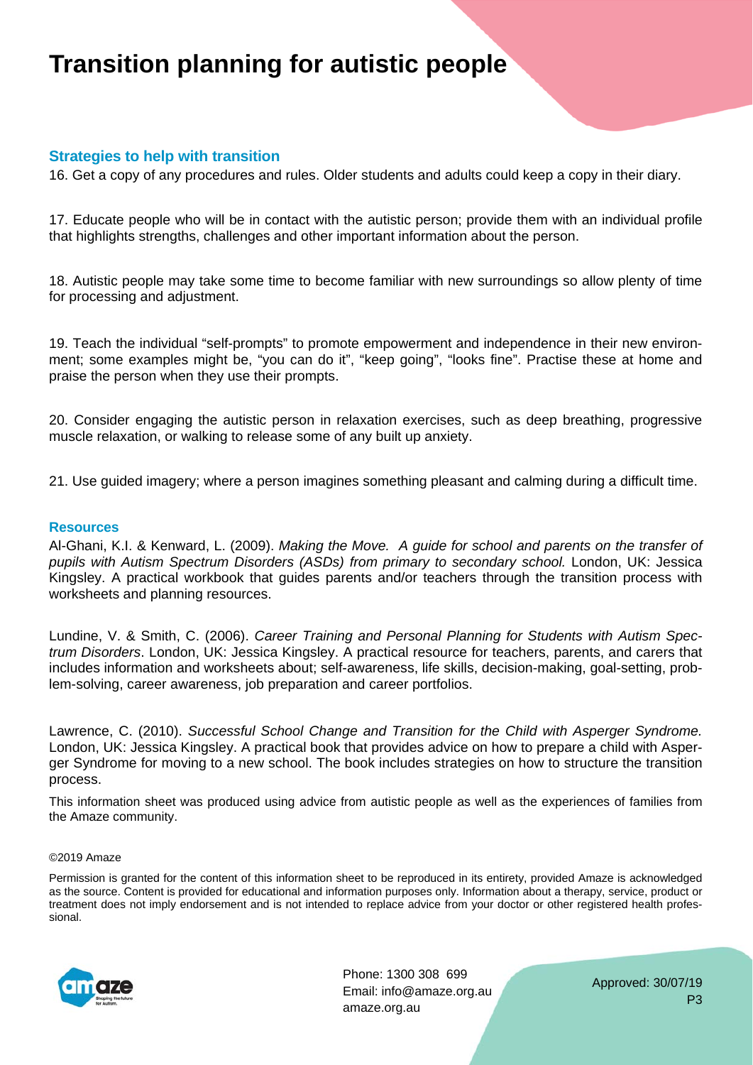# Transition planning for autistic people

## Strategies to help with transition

16. Get a copy of any procedures and rules. Older students and adults could keep a copy in their diary.

17. Educate people who will be in contact with the autistic person; provide them with an individual profile that highlights strengths, challenges and other important information about the person.

18. Autistic people may take some time to become familiar with new surroundings so allow plenty of time for processing and adjustment.

19. Teach the individual "self-prompts" to promote empowerment and independence in their new environment; some examples might be, "you can do it", "keep going", "looks fine". Practise these at home and praise the person when they use their prompts.

20. Consider engaging the autistic person in relaxation exercises, such as deep breathing, progressive muscle relaxation, or walking to release some of any built up anxiety.

21. Use guided imagery; where a person imagines something pleasant and calming during a difficult time.

## Resources

Al-Ghani, K.I. & Kenward, L. (2009). *Making the Move. A guide for school and parents on the transfer of pupils with Autism Spectrum Disorders (ASDs) from primary to secondary school.* London, UK: Jessica Kingsley. A practical workbook that guides parents and/or teachers through the transition process with worksheets and planning resources.

Lundine, V. & Smith, C. (2006). *Career Training and Personal Planning for Students with Autism Spectrum Disorders*. London, UK: Jessica Kingsley. A practical resource for teachers, parents, and carers that includes information and worksheets about; self-awareness, life skills, decision-making, goal-setting, problem-solving, career awareness, job preparation and career portfolios.

Lawrence, C. (2010). *Successful School Change and Transition for the Child with Asperger Syndrome.* London, UK: Jessica Kingsley. A practical book that provides advice on how to prepare a child with Asperger Syndrome for moving to a new school. The book includes strategies on how to structure the transition process.

This information sheet was produced using advice from autistic people as well as the experiences of families from the Amaze community.

©2019 Amaze

Permission is granted for the content of this information sheet to be reproduced in its entirety, provided Amaze is acknowledged as the source. Content is provided for educational and information purposes only. Information about a therapy, service, product or treatment does not imply endorsement and is not intended to replace advice from your doctor or other registered health professional.

amaze
Shaping the future for Autism.

Phone: 1300 308 699
Email: info@amaze.org.au
amaze.org.au

Approved: 30/07/19